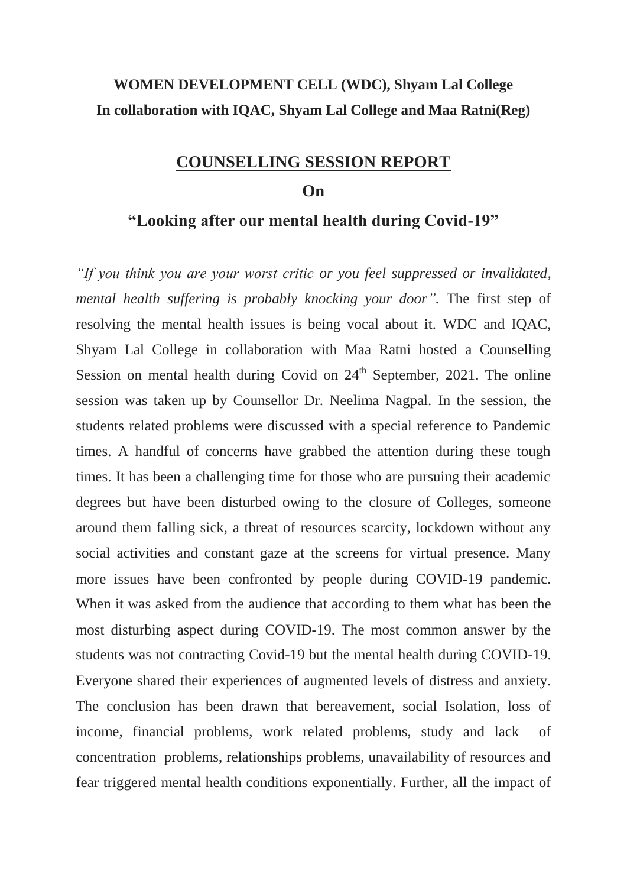**WOMEN DEVELOPMENT CELL (WDC), Shyam Lal College**
**In collaboration with IQAC, Shyam Lal College and Maa Ratni(Reg)**

# COUNSELLING SESSION REPORT

## On

## "Looking after our mental health during Covid-19"

*"If you think you are your worst critic or you feel suppressed or invalidated, mental health suffering is probably knocking your door".* The first step of resolving the mental health issues is being vocal about it. WDC and IQAC, Shyam Lal College in collaboration with Maa Ratni hosted a Counselling Session on mental health during Covid on 24th September, 2021. The online session was taken up by Counsellor Dr. Neelima Nagpal. In the session, the students related problems were discussed with a special reference to Pandemic times. A handful of concerns have grabbed the attention during these tough times. It has been a challenging time for those who are pursuing their academic degrees but have been disturbed owing to the closure of Colleges, someone around them falling sick, a threat of resources scarcity, lockdown without any social activities and constant gaze at the screens for virtual presence. Many more issues have been confronted by people during COVID-19 pandemic. When it was asked from the audience that according to them what has been the most disturbing aspect during COVID-19. The most common answer by the students was not contracting Covid-19 but the mental health during COVID-19. Everyone shared their experiences of augmented levels of distress and anxiety. The conclusion has been drawn that bereavement, social Isolation, loss of income, financial problems, work related problems, study and lack of concentration problems, relationships problems, unavailability of resources and fear triggered mental health conditions exponentially. Further, all the impact of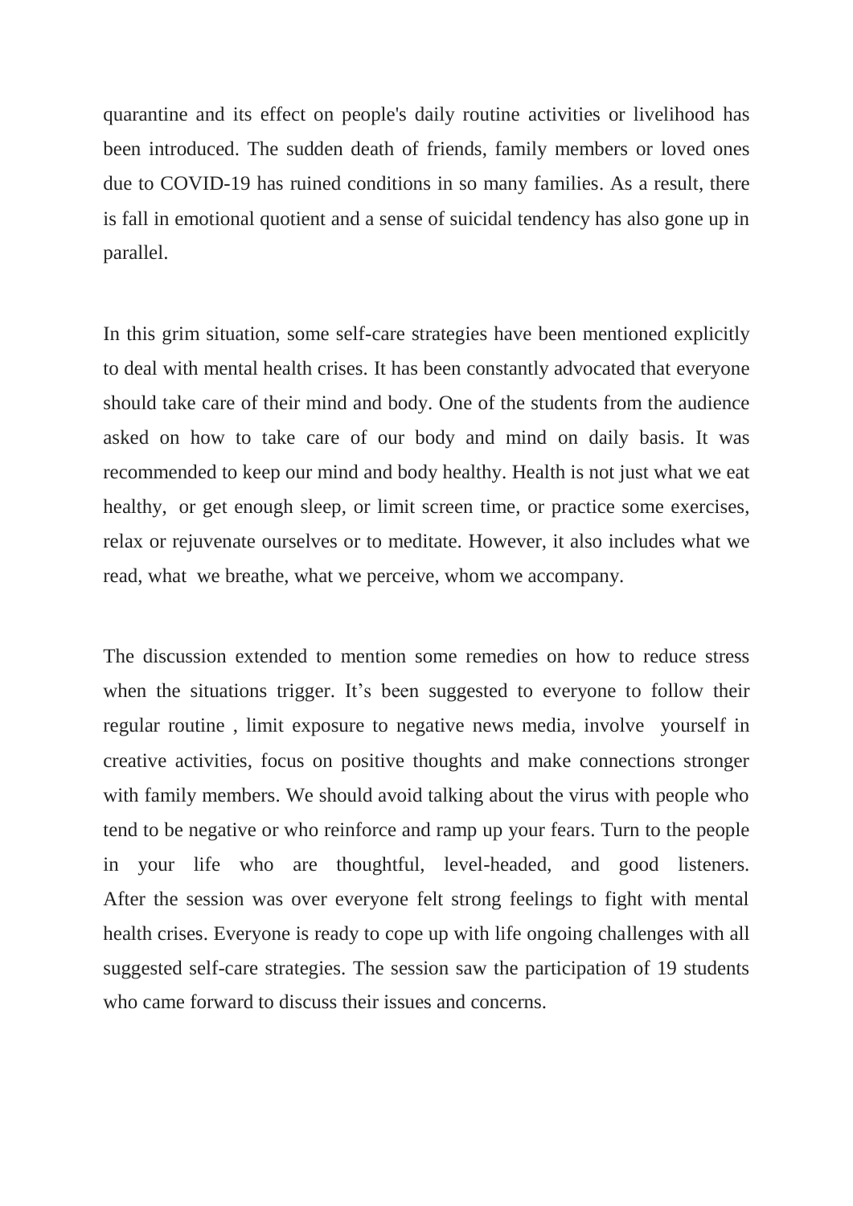quarantine and its effect on people's daily routine activities or livelihood has been introduced. The sudden death of friends, family members or loved ones due to COVID-19 has ruined conditions in so many families. As a result, there is fall in emotional quotient and a sense of suicidal tendency has also gone up in parallel.

In this grim situation, some self-care strategies have been mentioned explicitly to deal with mental health crises. It has been constantly advocated that everyone should take care of their mind and body. One of the students from the audience asked on how to take care of our body and mind on daily basis. It was recommended to keep our mind and body healthy. Health is not just what we eat healthy, or get enough sleep, or limit screen time, or practice some exercises, relax or rejuvenate ourselves or to meditate. However, it also includes what we read, what we breathe, what we perceive, whom we accompany.

The discussion extended to mention some remedies on how to reduce stress when the situations trigger. It's been suggested to everyone to follow their regular routine , limit exposure to negative news media, involve yourself in creative activities, focus on positive thoughts and make connections stronger with family members. We should avoid talking about the virus with people who tend to be negative or who reinforce and ramp up your fears. Turn to the people in your life who are thoughtful, level-headed, and good listeners. After the session was over everyone felt strong feelings to fight with mental health crises. Everyone is ready to cope up with life ongoing challenges with all suggested self-care strategies. The session saw the participation of 19 students who came forward to discuss their issues and concerns.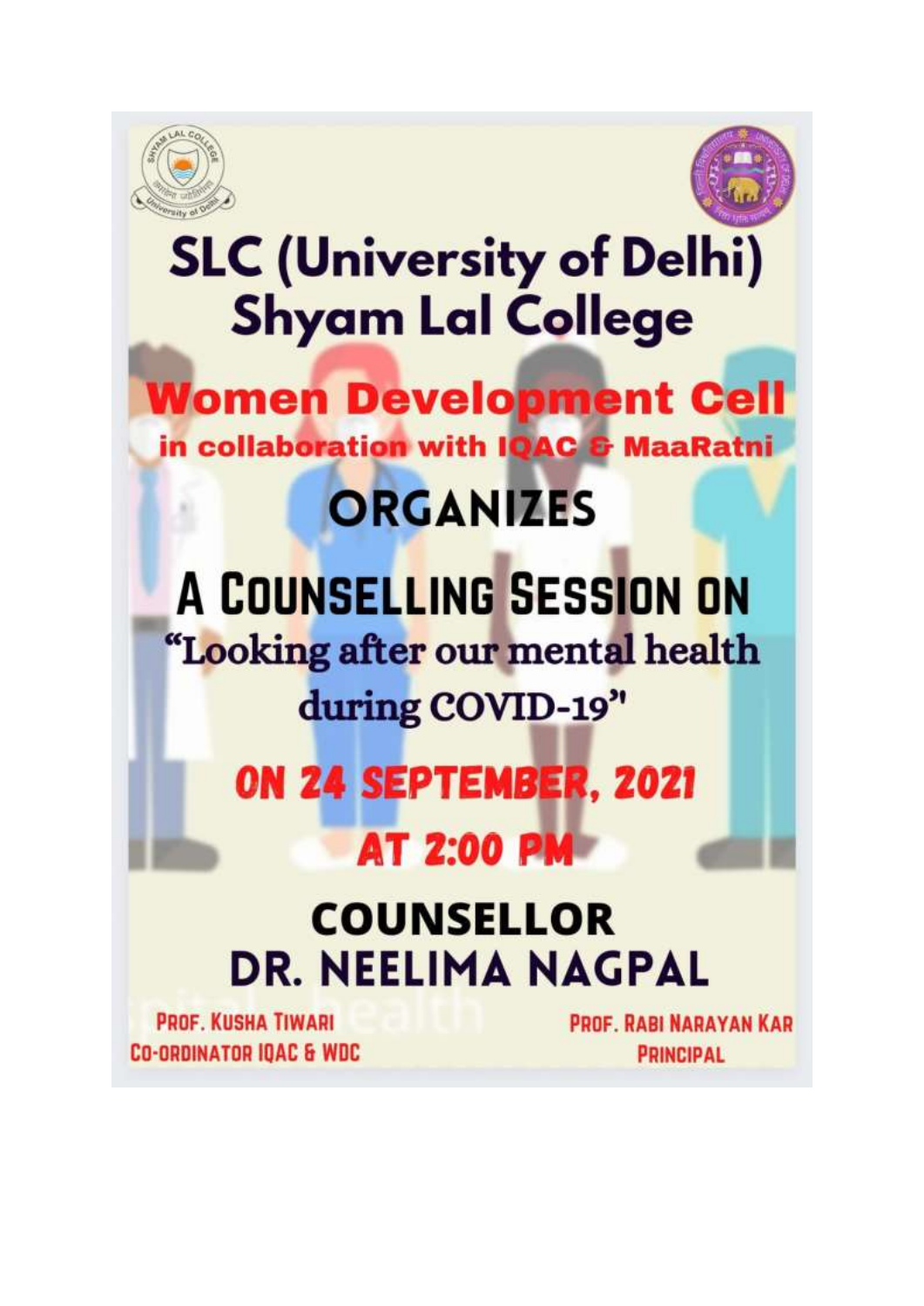# SLC (University of Delhi)
# Shyam Lal College

## Women Development Cell

**in collaboration with IQAC & MaaRatni**

## ORGANIZES

## A COUNSELLING SESSION ON

"Looking after our mental health during COVID-19"

## ON 24 SEPTEMBER, 2021

## AT 2:00 PM

## COUNSELLOR
## DR. NEELIMA NAGPAL

PROF. KUSHA TIWARI
CO-ORDINATOR IQAC & WDC

PROF. RABI NARAYAN KAR
PRINCIPAL